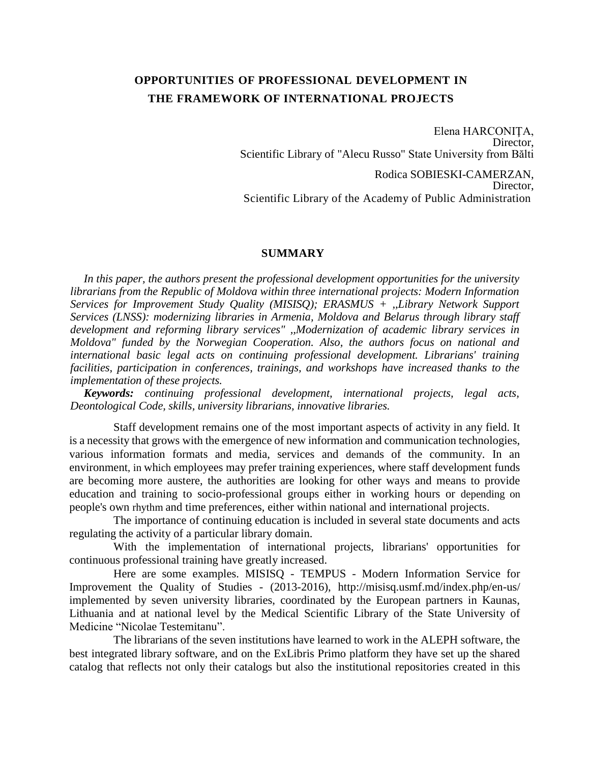# OPPORTUNITIES OF PROFESSIONAL DEVELOPMENT IN THE FRAMEWORK OF INTERNATIONAL PROJECTS

Elena HARCONIȚA,
Director,
Scientific Library of "Alecu Russo" State University from Bălti

Rodica SOBIESKI-CAMERZAN,
Director,
Scientific Library of the Academy of Public Administration

## SUMMARY

*In this paper, the authors present the professional development opportunities for the university librarians from the Republic of Moldova within three international projects: Modern Information Services for Improvement Study Quality (MISISQ); ERASMUS + ,,Library Network Support Services (LNSS): modernizing libraries in Armenia, Moldova and Belarus through library staff development and reforming library services" ,,Modernization of academic library services in Moldova" funded by the Norwegian Cooperation. Also, the authors focus on national and international basic legal acts on continuing professional development. Librarians' training facilities, participation in conferences, trainings, and workshops have increased thanks to the implementation of these projects.*

***Keywords:*** *continuing professional development, international projects, legal acts, Deontological Code, skills, university librarians, innovative libraries.*

Staff development remains one of the most important aspects of activity in any field. It is a necessity that grows with the emergence of new information and communication technologies, various information formats and media, services and demands of the community. In an environment, in which employees may prefer training experiences, where staff development funds are becoming more austere, the authorities are looking for other ways and means to provide education and training to socio-professional groups either in working hours or depending on people's own rhythm and time preferences, either within national and international projects.

The importance of continuing education is included in several state documents and acts regulating the activity of a particular library domain.

With the implementation of international projects, librarians' opportunities for continuous professional training have greatly increased.

Here are some examples. MISISQ - TEMPUS - Modern Information Service for Improvement the Quality of Studies - (2013-2016), http://misisq.usmf.md/index.php/en-us/ implemented by seven university libraries, coordinated by the European partners in Kaunas, Lithuania and at national level by the Medical Scientific Library of the State University of Medicine "Nicolae Testemitanu".

The librarians of the seven institutions have learned to work in the ALEPH software, the best integrated library software, and on the ExLibris Primo platform they have set up the shared catalog that reflects not only their catalogs but also the institutional repositories created in this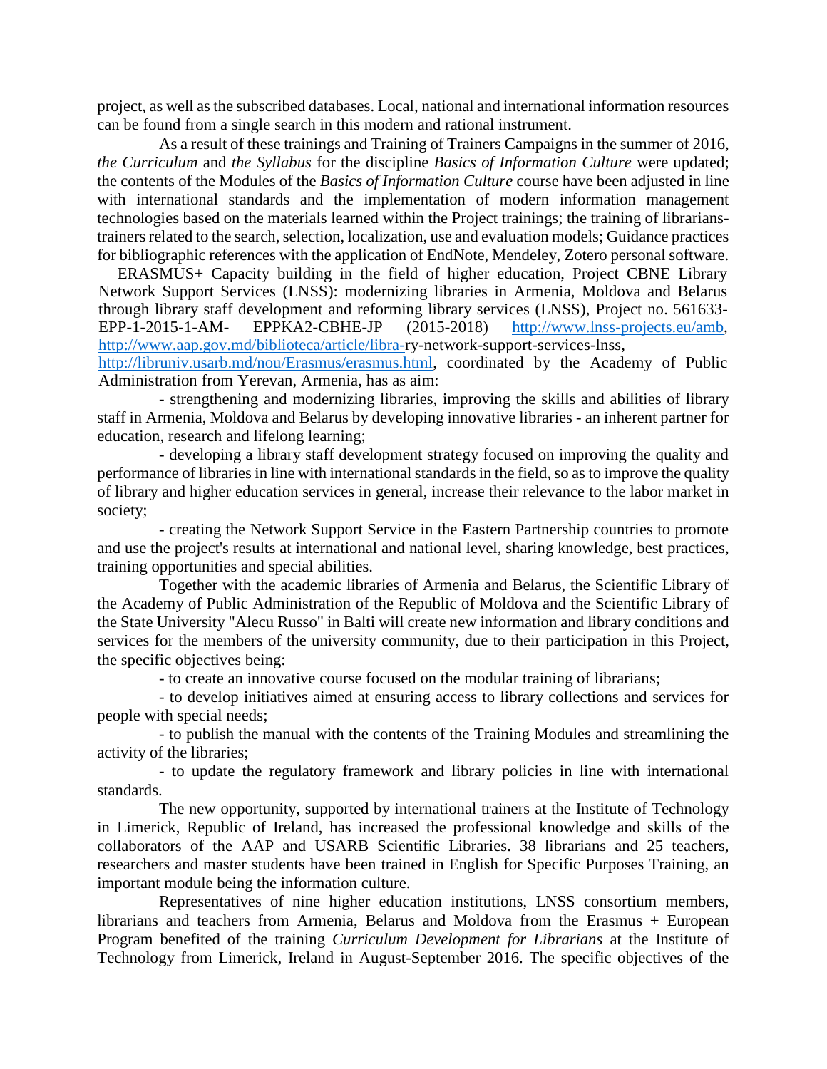project, as well as the subscribed databases. Local, national and international information resources can be found from a single search in this modern and rational instrument.

As a result of these trainings and Training of Trainers Campaigns in the summer of 2016, *the Curriculum* and *the Syllabus* for the discipline *Basics of Information Culture* were updated; the contents of the Modules of the *Basics of Information Culture* course have been adjusted in line with international standards and the implementation of modern information management technologies based on the materials learned within the Project trainings; the training of librarians-trainers related to the search, selection, localization, use and evaluation models; Guidance practices for bibliographic references with the application of EndNote, Mendeley, Zotero personal software.

ERASMUS+ Capacity building in the field of higher education, Project CBNE Library Network Support Services (LNSS): modernizing libraries in Armenia, Moldova and Belarus through library staff development and reforming library services (LNSS), Project no. 561633-EPP-1-2015-1-AM- EPPKA2-CBHE-JP (2015-2018) http://www.lnss-projects.eu/amb, http://www.aap.gov.md/biblioteca/article/libra-ry-network-support-services-lnss, http://libruniv.usarb.md/nou/Erasmus/erasmus.html, coordinated by the Academy of Public Administration from Yerevan, Armenia, has as aim:

- strengthening and modernizing libraries, improving the skills and abilities of library staff in Armenia, Moldova and Belarus by developing innovative libraries - an inherent partner for education, research and lifelong learning;
- developing a library staff development strategy focused on improving the quality and performance of libraries in line with international standards in the field, so as to improve the quality of library and higher education services in general, increase their relevance to the labor market in society;
- creating the Network Support Service in the Eastern Partnership countries to promote and use the project's results at international and national level, sharing knowledge, best practices, training opportunities and special abilities.

Together with the academic libraries of Armenia and Belarus, the Scientific Library of the Academy of Public Administration of the Republic of Moldova and the Scientific Library of the State University "Alecu Russo" in Balti will create new information and library conditions and services for the members of the university community, due to their participation in this Project, the specific objectives being:

- to create an innovative course focused on the modular training of librarians;
- to develop initiatives aimed at ensuring access to library collections and services for people with special needs;
- to publish the manual with the contents of the Training Modules and streamlining the activity of the libraries;
- to update the regulatory framework and library policies in line with international standards.

The new opportunity, supported by international trainers at the Institute of Technology in Limerick, Republic of Ireland, has increased the professional knowledge and skills of the collaborators of the AAP and USARB Scientific Libraries. 38 librarians and 25 teachers, researchers and master students have been trained in English for Specific Purposes Training, an important module being the information culture.

Representatives of nine higher education institutions, LNSS consortium members, librarians and teachers from Armenia, Belarus and Moldova from the Erasmus + European Program benefited of the training *Curriculum Development for Librarians* at the Institute of Technology from Limerick, Ireland in August-September 2016. The specific objectives of the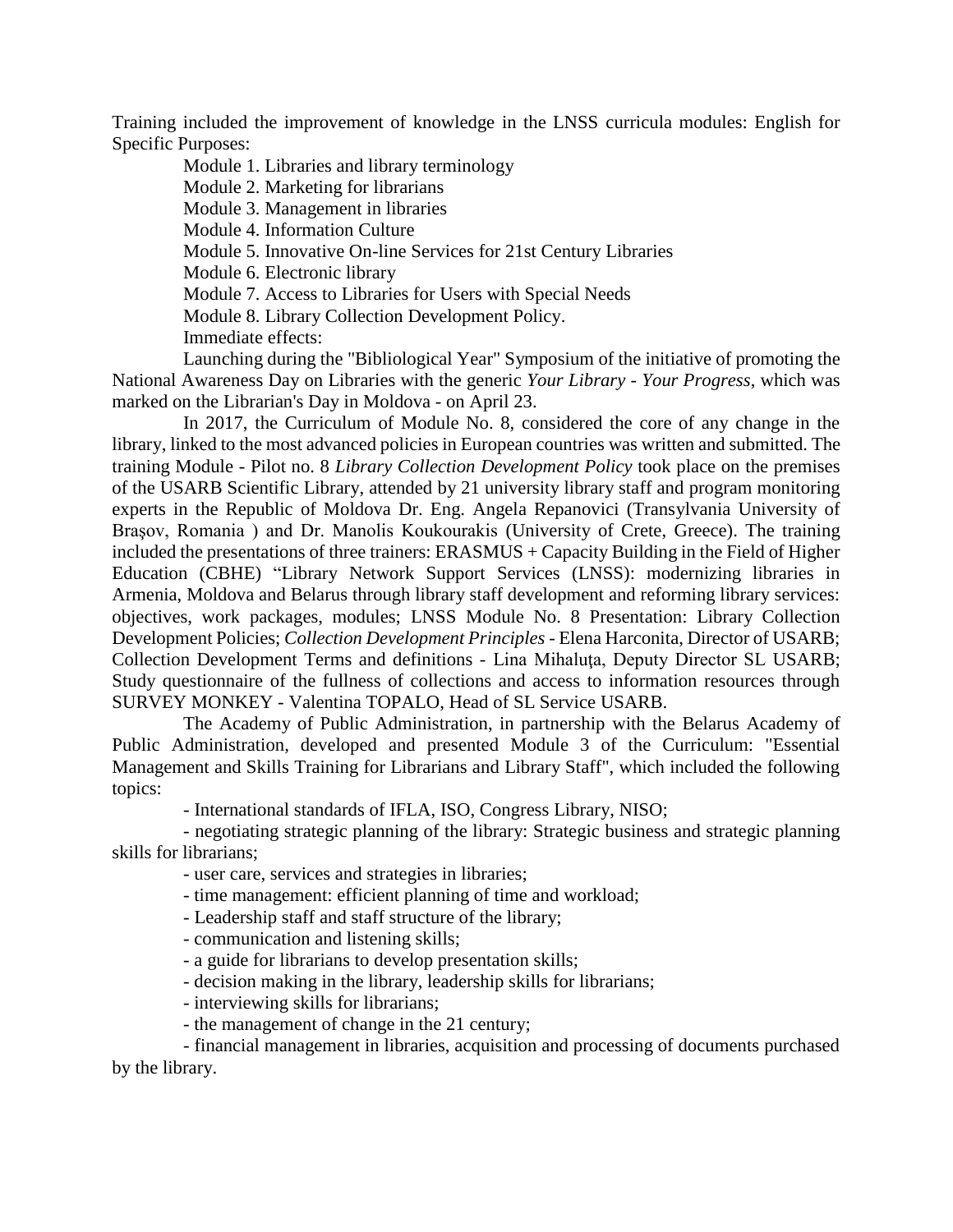Training included the improvement of knowledge in the LNSS curricula modules: English for Specific Purposes:

Module 1. Libraries and library terminology

Module 2. Marketing for librarians

Module 3. Management in libraries

Module 4. Information Culture

Module 5. Innovative On-line Services for 21st Century Libraries

Module 6. Electronic library

Module 7. Access to Libraries for Users with Special Needs

Module 8. Library Collection Development Policy.

Immediate effects:

Launching during the "Bibliological Year" Symposium of the initiative of promoting the National Awareness Day on Libraries with the generic *Your Library - Your Progress*, which was marked on the Librarian's Day in Moldova - on April 23.

In 2017, the Curriculum of Module No. 8, considered the core of any change in the library, linked to the most advanced policies in European countries was written and submitted. The training Module - Pilot no. 8 *Library Collection Development Policy* took place on the premises of the USARB Scientific Library, attended by 21 university library staff and program monitoring experts in the Republic of Moldova Dr. Eng. Angela Repanovici (Transylvania University of Brașov, Romania ) and Dr. Manolis Koukourakis (University of Crete, Greece). The training included the presentations of three trainers: ERASMUS + Capacity Building in the Field of Higher Education (CBHE) "Library Network Support Services (LNSS): modernizing libraries in Armenia, Moldova and Belarus through library staff development and reforming library services: objectives, work packages, modules; LNSS Module No. 8 Presentation: Library Collection Development Policies; *Collection Development Principles* - Elena Harconita, Director of USARB; Collection Development Terms and definitions - Lina Mihaluța, Deputy Director SL USARB; Study questionnaire of the fullness of collections and access to information resources through SURVEY MONKEY - Valentina TOPALO, Head of SL Service USARB.

The Academy of Public Administration, in partnership with the Belarus Academy of Public Administration, developed and presented Module 3 of the Curriculum: "Essential Management and Skills Training for Librarians and Library Staff", which included the following topics:

- International standards of IFLA, ISO, Congress Library, NISO;
- negotiating strategic planning of the library: Strategic business and strategic planning skills for librarians;
- user care, services and strategies in libraries;
- time management: efficient planning of time and workload;
- Leadership staff and staff structure of the library;
- communication and listening skills;
- a guide for librarians to develop presentation skills;
- decision making in the library, leadership skills for librarians;
- interviewing skills for librarians;
- the management of change in the 21 century;
- financial management in libraries, acquisition and processing of documents purchased by the library.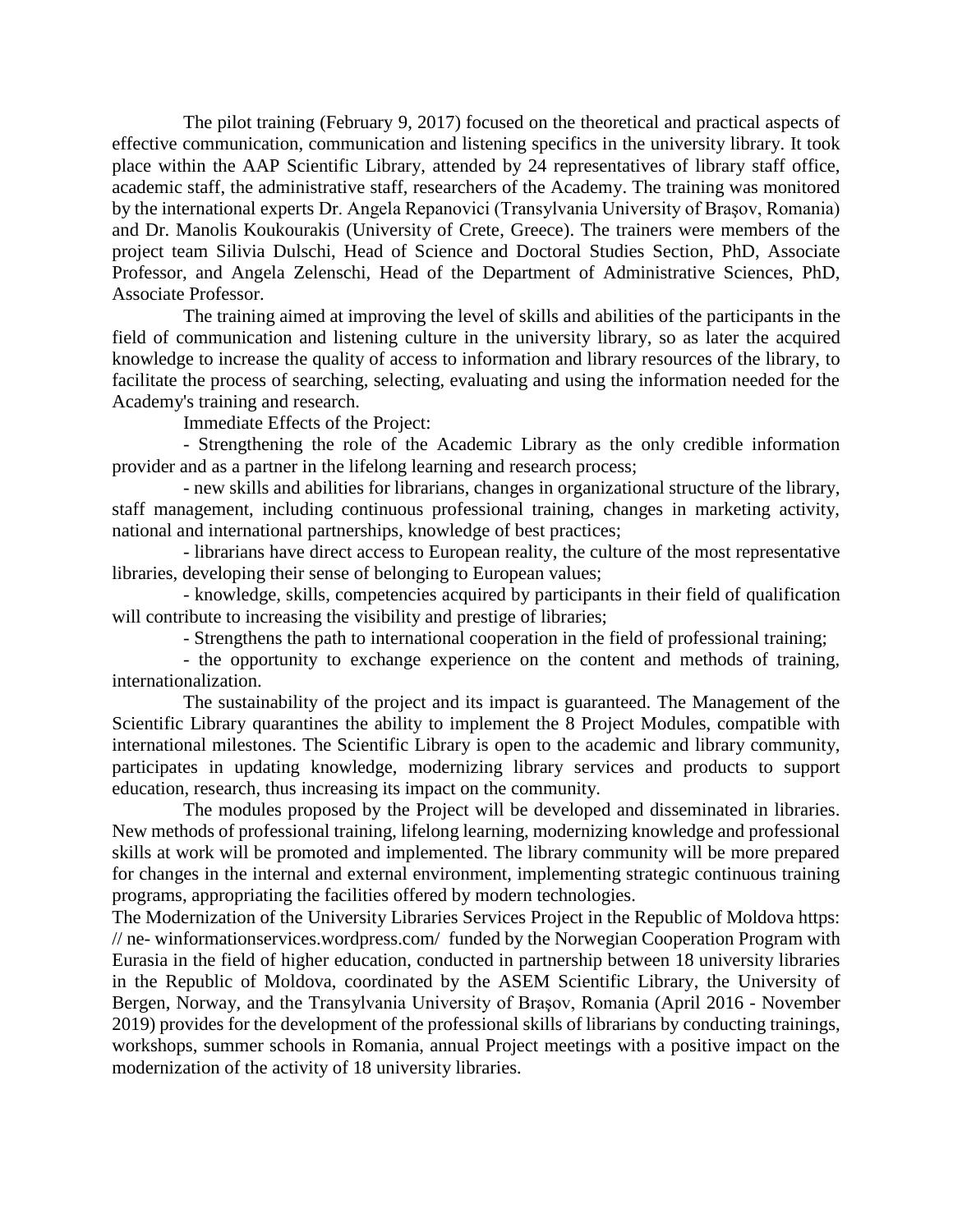The pilot training (February 9, 2017) focused on the theoretical and practical aspects of effective communication, communication and listening specifics in the university library. It took place within the AAP Scientific Library, attended by 24 representatives of library staff office, academic staff, the administrative staff, researchers of the Academy. The training was monitored by the international experts Dr. Angela Repanovici (Transylvania University of Braşov, Romania) and Dr. Manolis Koukourakis (University of Crete, Greece). The trainers were members of the project team Silivia Dulschi, Head of Science and Doctoral Studies Section, PhD, Associate Professor, and Angela Zelenschi, Head of the Department of Administrative Sciences, PhD, Associate Professor.

The training aimed at improving the level of skills and abilities of the participants in the field of communication and listening culture in the university library, so as later the acquired knowledge to increase the quality of access to information and library resources of the library, to facilitate the process of searching, selecting, evaluating and using the information needed for the Academy's training and research.

Immediate Effects of the Project:

- Strengthening the role of the Academic Library as the only credible information provider and as a partner in the lifelong learning and research process;
- new skills and abilities for librarians, changes in organizational structure of the library, staff management, including continuous professional training, changes in marketing activity, national and international partnerships, knowledge of best practices;
- librarians have direct access to European reality, the culture of the most representative libraries, developing their sense of belonging to European values;
- knowledge, skills, competencies acquired by participants in their field of qualification will contribute to increasing the visibility and prestige of libraries;
- Strengthens the path to international cooperation in the field of professional training;
- the opportunity to exchange experience on the content and methods of training, internationalization.

The sustainability of the project and its impact is guaranteed. The Management of the Scientific Library quarantines the ability to implement the 8 Project Modules, compatible with international milestones. The Scientific Library is open to the academic and library community, participates in updating knowledge, modernizing library services and products to support education, research, thus increasing its impact on the community.

The modules proposed by the Project will be developed and disseminated in libraries. New methods of professional training, lifelong learning, modernizing knowledge and professional skills at work will be promoted and implemented. The library community will be more prepared for changes in the internal and external environment, implementing strategic continuous training programs, appropriating the facilities offered by modern technologies.

The Modernization of the University Libraries Services Project in the Republic of Moldova https: // ne- winformationservices.wordpress.com/ funded by the Norwegian Cooperation Program with Eurasia in the field of higher education, conducted in partnership between 18 university libraries in the Republic of Moldova, coordinated by the ASEM Scientific Library, the University of Bergen, Norway, and the Transylvania University of Braşov, Romania (April 2016 - November 2019) provides for the development of the professional skills of librarians by conducting trainings, workshops, summer schools in Romania, annual Project meetings with a positive impact on the modernization of the activity of 18 university libraries.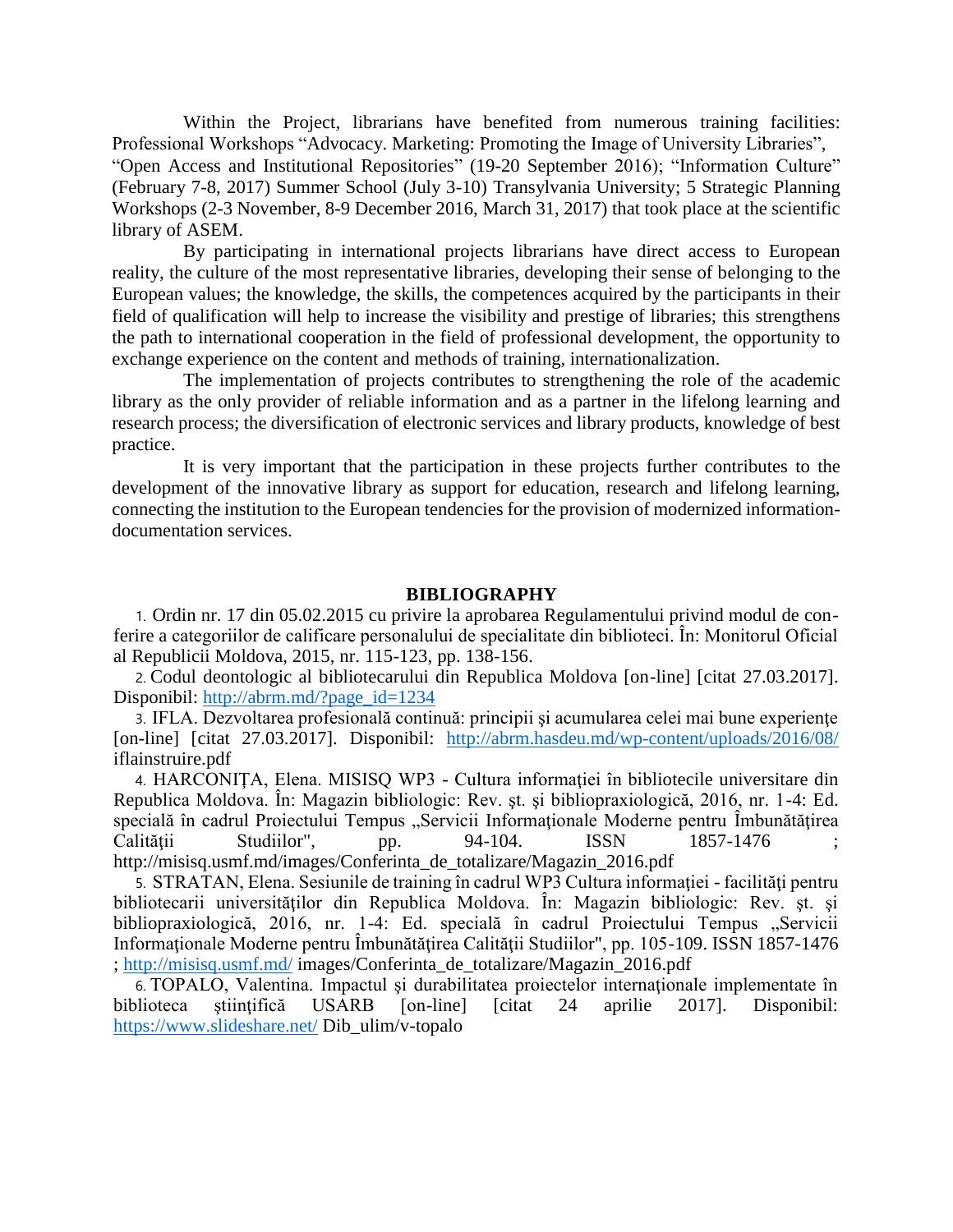Within the Project, librarians have benefited from numerous training facilities: Professional Workshops "Advocacy. Marketing: Promoting the Image of University Libraries", "Open Access and Institutional Repositories" (19-20 September 2016); "Information Culture" (February 7-8, 2017) Summer School (July 3-10) Transylvania University; 5 Strategic Planning Workshops (2-3 November, 8-9 December 2016, March 31, 2017) that took place at the scientific library of ASEM.

By participating in international projects librarians have direct access to European reality, the culture of the most representative libraries, developing their sense of belonging to the European values; the knowledge, the skills, the competences acquired by the participants in their field of qualification will help to increase the visibility and prestige of libraries; this strengthens the path to international cooperation in the field of professional development, the opportunity to exchange experience on the content and methods of training, internationalization.

The implementation of projects contributes to strengthening the role of the academic library as the only provider of reliable information and as a partner in the lifelong learning and research process; the diversification of electronic services and library products, knowledge of best practice.

It is very important that the participation in these projects further contributes to the development of the innovative library as support for education, research and lifelong learning, connecting the institution to the European tendencies for the provision of modernized information-documentation services.

## BIBLIOGRAPHY

1. Ordin nr. 17 din 05.02.2015 cu privire la aprobarea Regulamentului privind modul de conferire a categoriilor de calificare personalului de specialitate din biblioteci. În: Monitorul Oficial al Republicii Moldova, 2015, nr. 115-123, pp. 138-156.
2. Codul deontologic al bibliotecarului din Republica Moldova [on-line] [citat 27.03.2017]. Disponibil: http://abrm.md/?page_id=1234
3. IFLA. Dezvoltarea profesională continuă: principii şi acumularea celei mai bune experienţe [on-line] [citat 27.03.2017]. Disponibil: http://abrm.hasdeu.md/wp-content/uploads/2016/08/ iflainstruire.pdf
4. HARCONIŢA, Elena. MISISQ WP3 - Cultura informaţiei în bibliotecile universitare din Republica Moldova. În: Magazin bibliologic: Rev. şt. şi bibliopraxiologică, 2016, nr. 1-4: Ed. specială în cadrul Proiectului Tempus „Servicii Informaţionale Moderne pentru Îmbunătăţirea Calităţii Studiilor", pp. 94-104. ISSN 1857-1476 ; http://misisq.usmf.md/images/Conferinta_de_totalizare/Magazin_2016.pdf
5. STRATAN, Elena. Sesiunile de training în cadrul WP3 Cultura informației - facilităţi pentru bibliotecarii universităților din Republica Moldova. În: Magazin bibliologic: Rev. şt. şi bibliopraxiologică, 2016, nr. 1-4: Ed. specială în cadrul Proiectului Tempus „Servicii Informaţionale Moderne pentru Îmbunătăţirea Calităţii Studiilor", pp. 105-109. ISSN 1857-1476 ; http://misisq.usmf.md/ images/Conferinta_de_totalizare/Magazin_2016.pdf
6. TOPALO, Valentina. Impactul şi durabilitatea proiectelor internaţionale implementate în biblioteca științifică USARB [on-line] [citat 24 aprilie 2017]. Disponibil: https://www.slideshare.net/ Dib_ulim/v-topalo